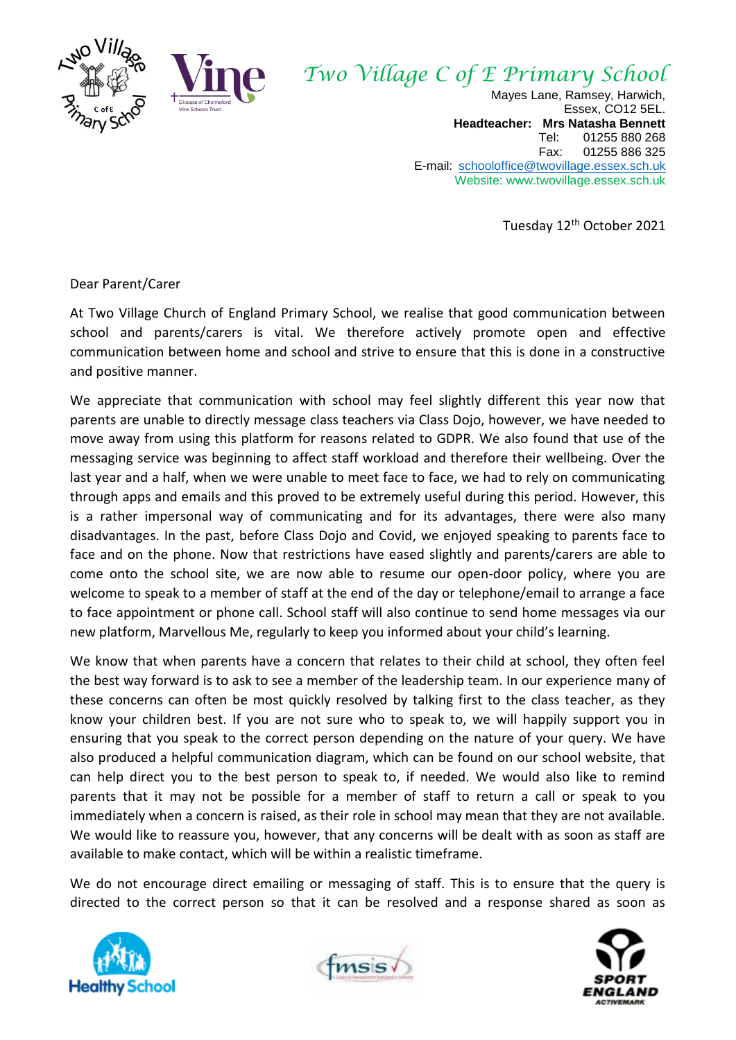# *Two Village C of E Primary School*

Mayes Lane, Ramsey, Harwich,
Essex, CO12 5EL.
**Headteacher: Mrs Natasha Bennett**
Tel: 01255 880 268
Fax: 01255 886 325
E-mail: schooloffice@twovillage.essex.sch.uk
Website: www.twovillage.essex.sch.uk

Tuesday 12th October 2021

Dear Parent/Carer

At Two Village Church of England Primary School, we realise that good communication between school and parents/carers is vital. We therefore actively promote open and effective communication between home and school and strive to ensure that this is done in a constructive and positive manner.

We appreciate that communication with school may feel slightly different this year now that parents are unable to directly message class teachers via Class Dojo, however, we have needed to move away from using this platform for reasons related to GDPR. We also found that use of the messaging service was beginning to affect staff workload and therefore their wellbeing. Over the last year and a half, when we were unable to meet face to face, we had to rely on communicating through apps and emails and this proved to be extremely useful during this period. However, this is a rather impersonal way of communicating and for its advantages, there were also many disadvantages. In the past, before Class Dojo and Covid, we enjoyed speaking to parents face to face and on the phone. Now that restrictions have eased slightly and parents/carers are able to come onto the school site, we are now able to resume our open-door policy, where you are welcome to speak to a member of staff at the end of the day or telephone/email to arrange a face to face appointment or phone call. School staff will also continue to send home messages via our new platform, Marvellous Me, regularly to keep you informed about your child's learning.

We know that when parents have a concern that relates to their child at school, they often feel the best way forward is to ask to see a member of the leadership team. In our experience many of these concerns can often be most quickly resolved by talking first to the class teacher, as they know your children best. If you are not sure who to speak to, we will happily support you in ensuring that you speak to the correct person depending on the nature of your query. We have also produced a helpful communication diagram, which can be found on our school website, that can help direct you to the best person to speak to, if needed. We would also like to remind parents that it may not be possible for a member of staff to return a call or speak to you immediately when a concern is raised, as their role in school may mean that they are not available. We would like to reassure you, however, that any concerns will be dealt with as soon as staff are available to make contact, which will be within a realistic timeframe.

We do not encourage direct emailing or messaging of staff. This is to ensure that the query is directed to the correct person so that it can be resolved and a response shared as soon as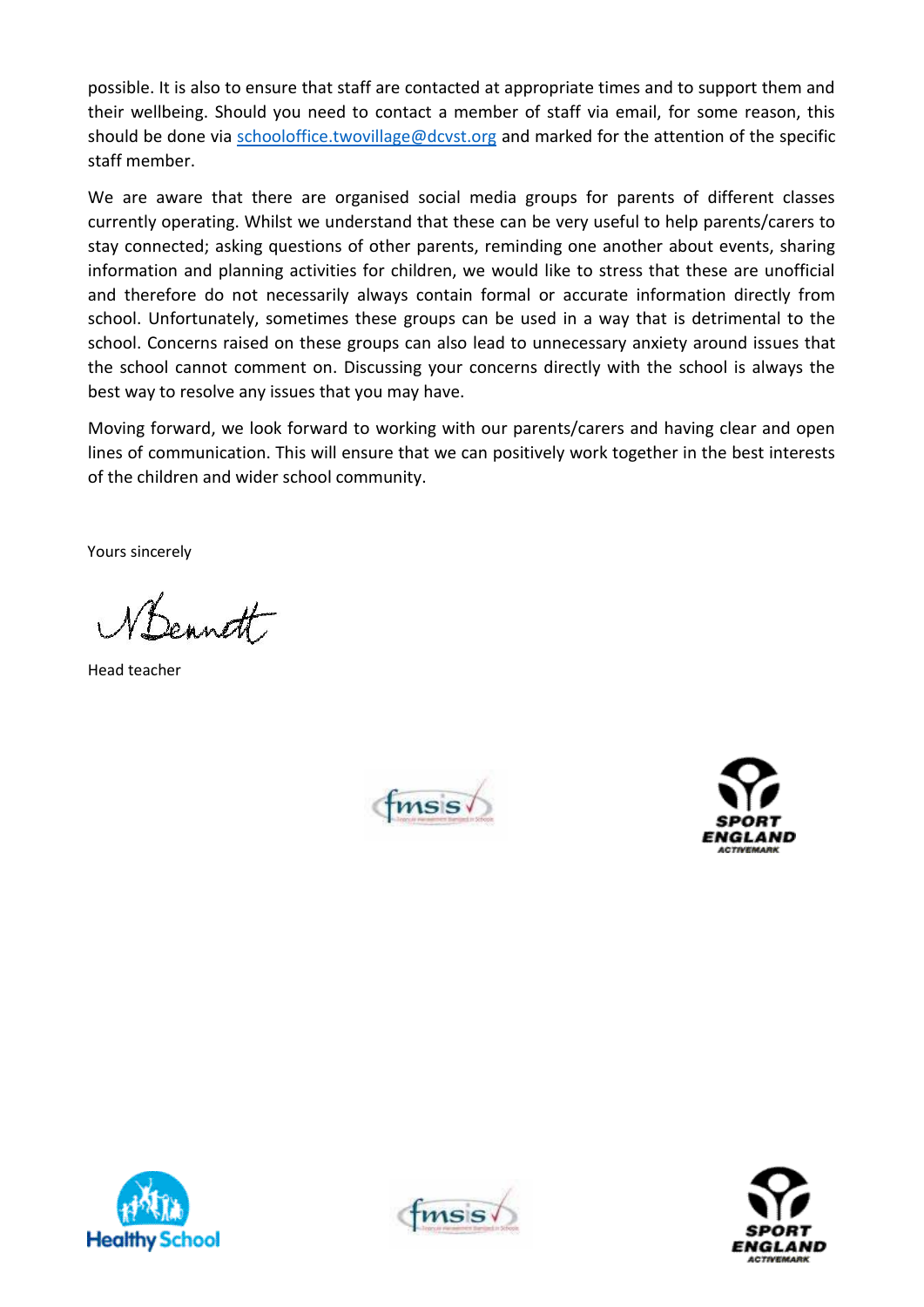possible. It is also to ensure that staff are contacted at appropriate times and to support them and their wellbeing. Should you need to contact a member of staff via email, for some reason, this should be done via [schooloffice.twovillage@dcvst.org](mailto:schooloffice.twovillage@dcvst.org) and marked for the attention of the specific staff member.

We are aware that there are organised social media groups for parents of different classes currently operating. Whilst we understand that these can be very useful to help parents/carers to stay connected; asking questions of other parents, reminding one another about events, sharing information and planning activities for children, we would like to stress that these are unofficial and therefore do not necessarily always contain formal or accurate information directly from school. Unfortunately, sometimes these groups can be used in a way that is detrimental to the school. Concerns raised on these groups can also lead to unnecessary anxiety around issues that the school cannot comment on. Discussing your concerns directly with the school is always the best way to resolve any issues that you may have.

Moving forward, we look forward to working with our parents/carers and having clear and open lines of communication. This will ensure that we can positively work together in the best interests of the children and wider school community.

Yours sincerely

N Bennett

Head teacher